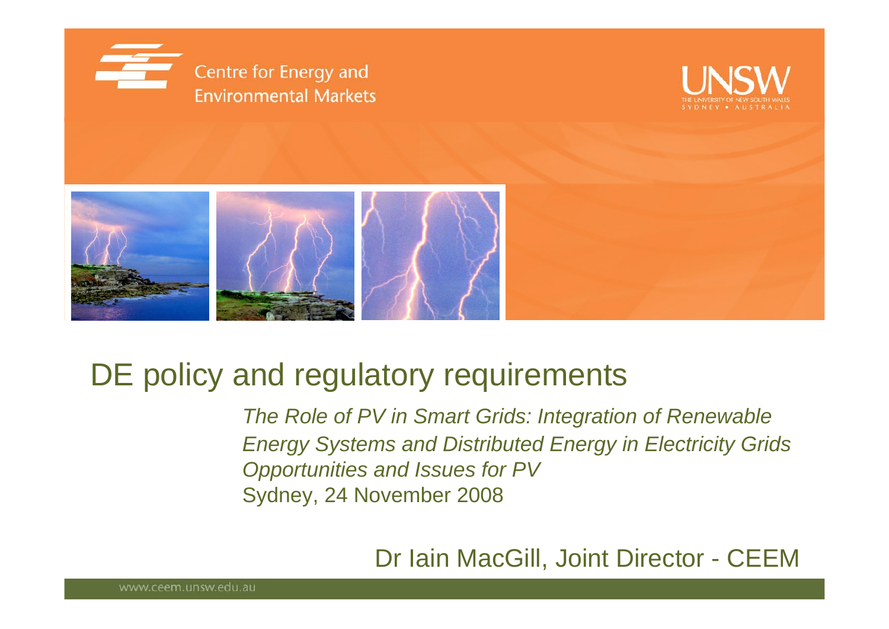Centre for Energy and Environmental Markets

UNSW
THE UNIVERSITY OF NEW SOUTH WALES
SYDNEY • AUSTRALIA

# DE policy and regulatory requirements

*The Role of PV in Smart Grids: Integration of Renewable Energy Systems and Distributed Energy in Electricity Grids*
*Opportunities and Issues for PV*
Sydney, 24 November 2008

Dr Iain MacGill, Joint Director - CEEM

www.ceem.unsw.edu.au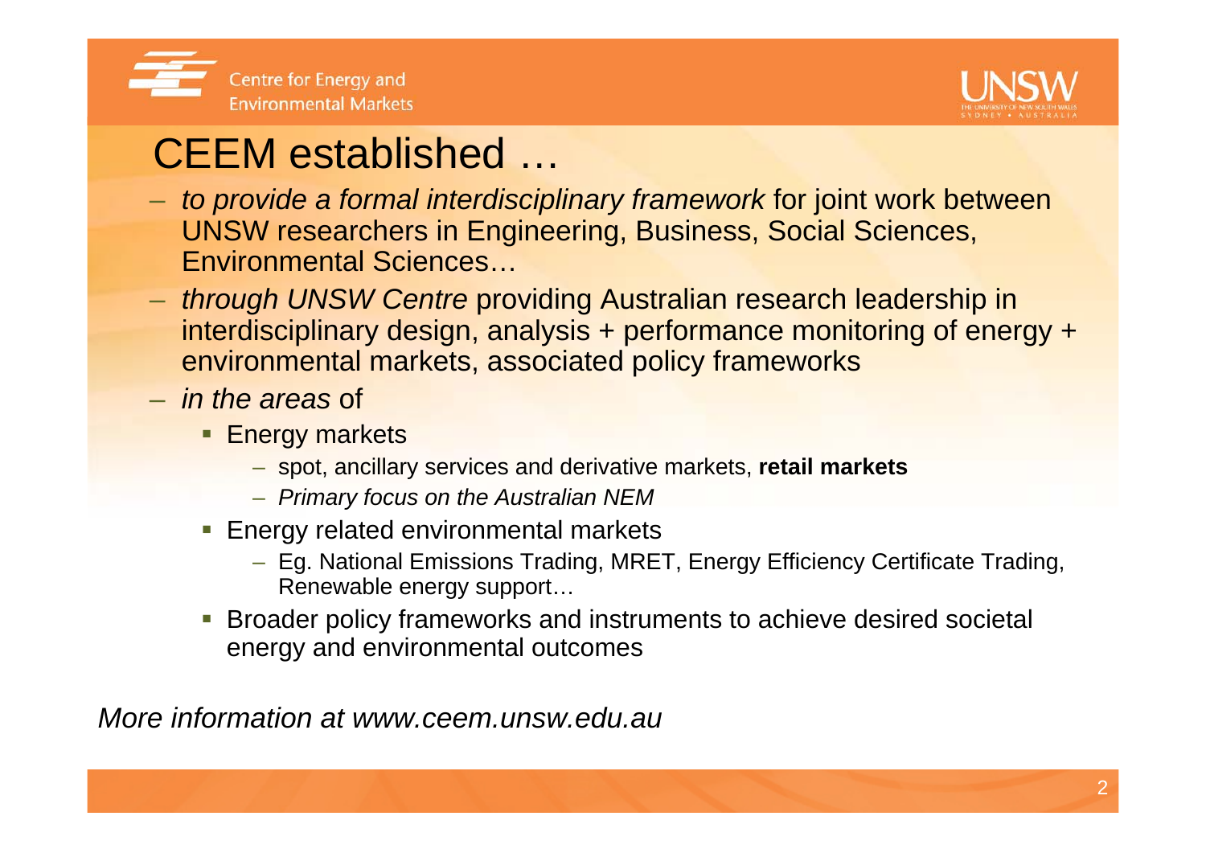# CEEM established …

- *to provide a formal interdisciplinary framework* for joint work between UNSW researchers in Engineering, Business, Social Sciences, Environmental Sciences…
- *through UNSW Centre* providing Australian research leadership in interdisciplinary design, analysis + performance monitoring of energy + environmental markets, associated policy frameworks
- *in the areas* of
  - Energy markets
    - spot, ancillary services and derivative markets, **retail markets**
    - *Primary focus on the Australian NEM*
  - Energy related environmental markets
    - Eg. National Emissions Trading, MRET, Energy Efficiency Certificate Trading, Renewable energy support…
  - Broader policy frameworks and instruments to achieve desired societal energy and environmental outcomes

*More information at www.ceem.unsw.edu.au*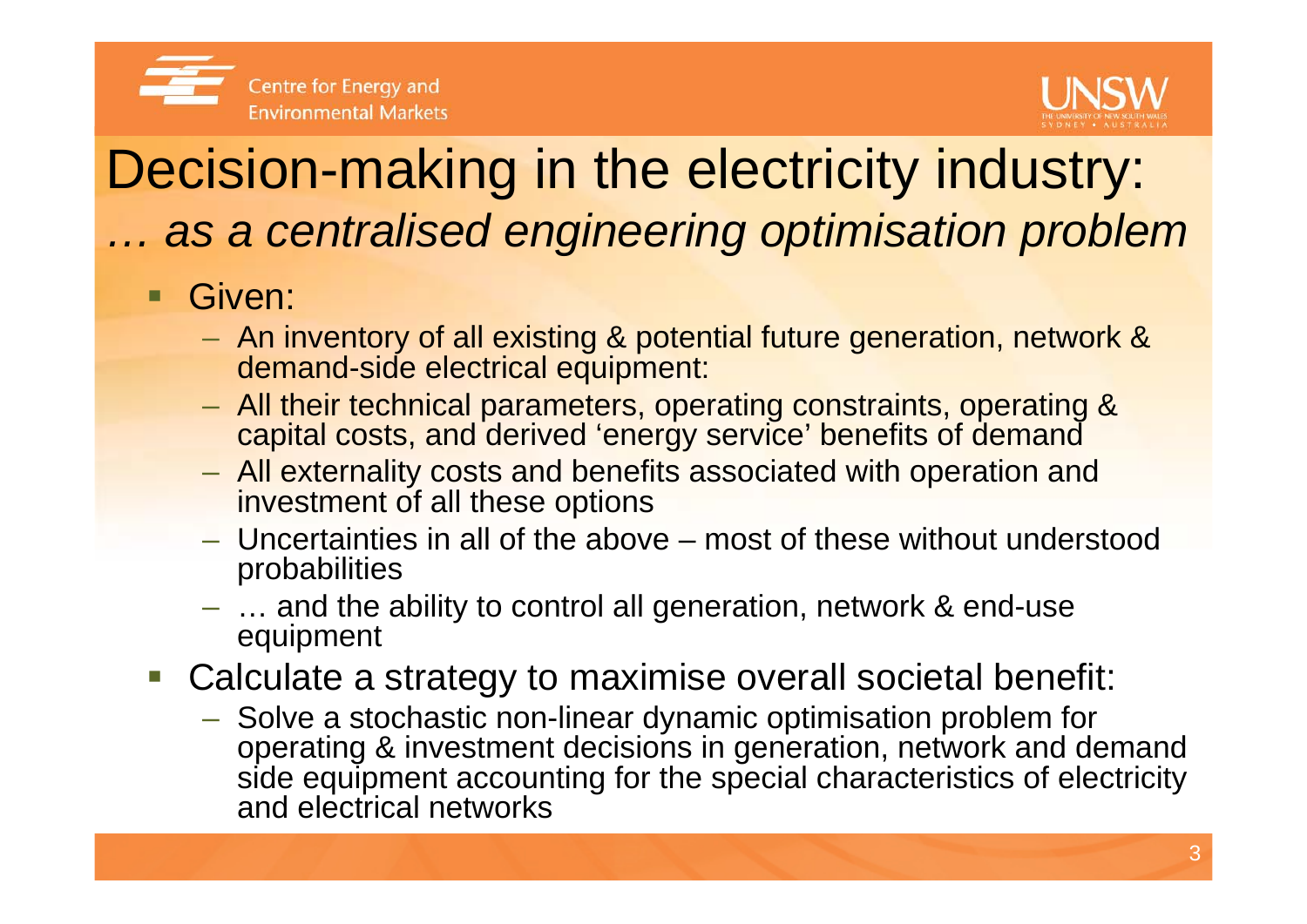# Decision-making in the electricity industry:
## *… as a centralised engineering optimisation problem*

- Given:
  - An inventory of all existing & potential future generation, network & demand-side electrical equipment:
  - All their technical parameters, operating constraints, operating & capital costs, and derived 'energy service' benefits of demand
  - All externality costs and benefits associated with operation and investment of all these options
  - Uncertainties in all of the above – most of these without understood probabilities
  - … and the ability to control all generation, network & end-use equipment
- Calculate a strategy to maximise overall societal benefit:
  - Solve a stochastic non-linear dynamic optimisation problem for operating & investment decisions in generation, network and demand side equipment accounting for the special characteristics of electricity and electrical networks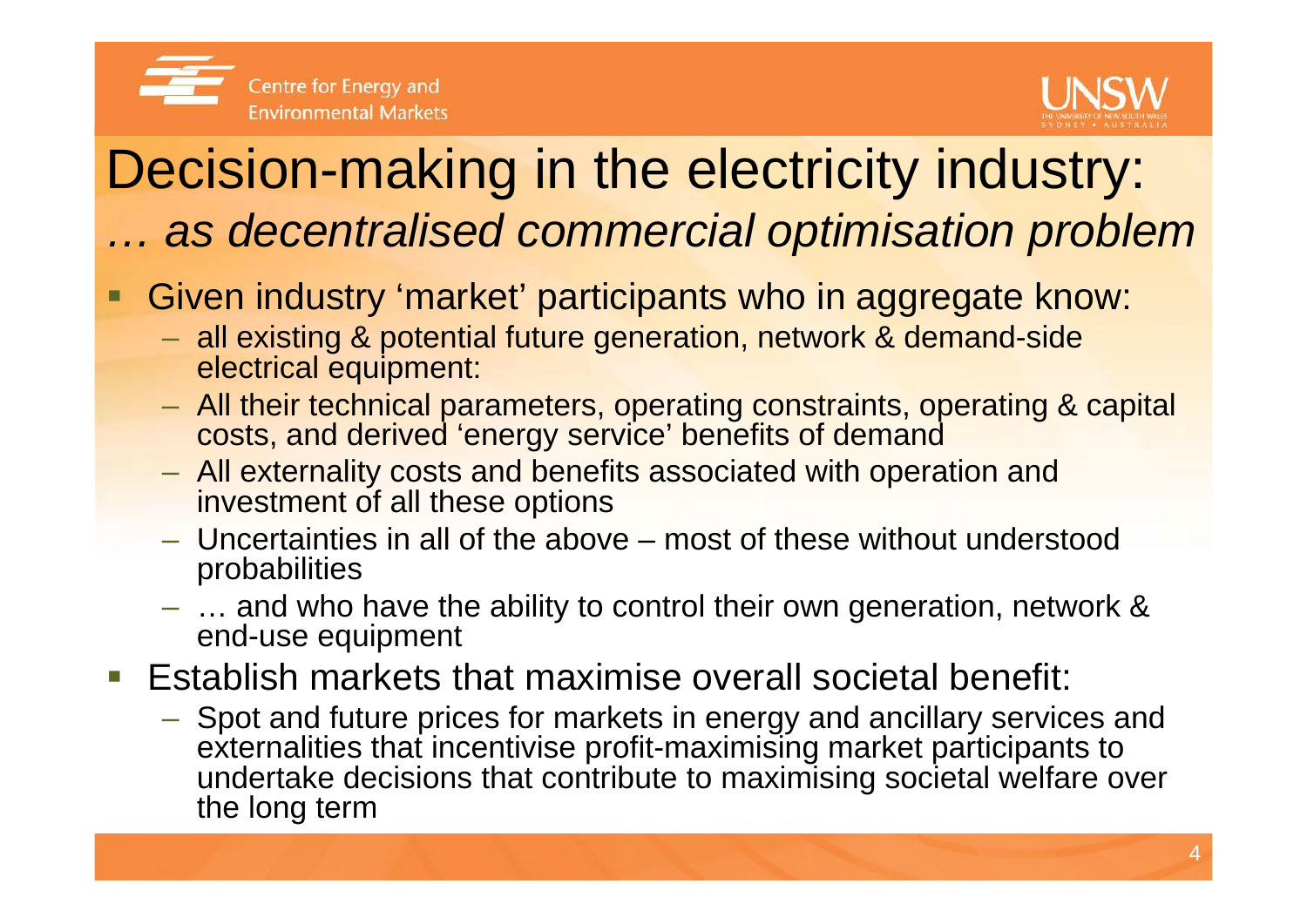# Decision-making in the electricity industry:
## *… as decentralised commercial optimisation problem*

- Given industry 'market' participants who in aggregate know:
  - all existing & potential future generation, network & demand-side electrical equipment:
  - All their technical parameters, operating constraints, operating & capital costs, and derived 'energy service' benefits of demand
  - All externality costs and benefits associated with operation and investment of all these options
  - Uncertainties in all of the above – most of these without understood probabilities
  - … and who have the ability to control their own generation, network & end-use equipment
- Establish markets that maximise overall societal benefit:
  - Spot and future prices for markets in energy and ancillary services and externalities that incentivise profit-maximising market participants to undertake decisions that contribute to maximising societal welfare over the long term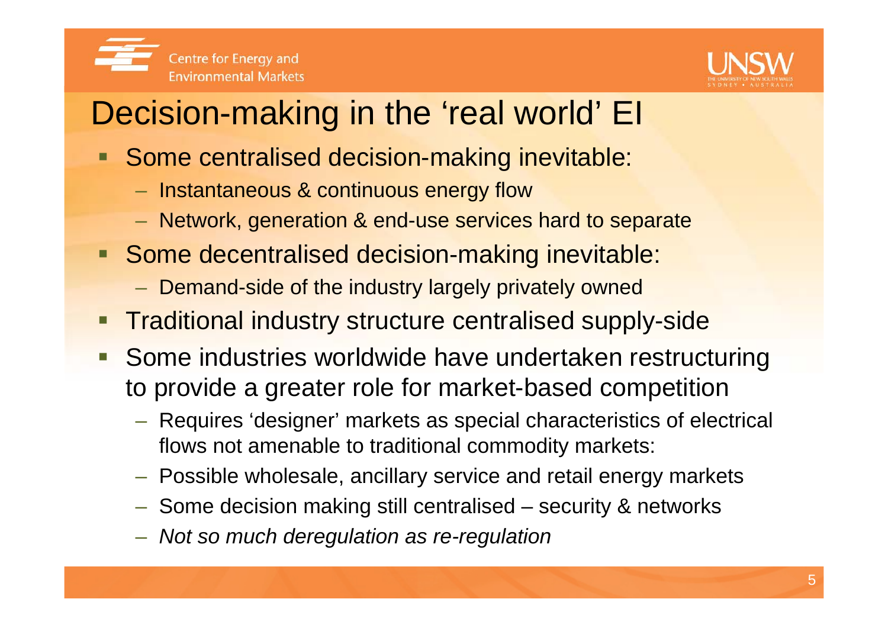# Decision-making in the 'real world' EI

- Some centralised decision-making inevitable:
  - Instantaneous & continuous energy flow
  - Network, generation & end-use services hard to separate
- Some decentralised decision-making inevitable:
  - Demand-side of the industry largely privately owned
- Traditional industry structure centralised supply-side
- Some industries worldwide have undertaken restructuring to provide a greater role for market-based competition
  - Requires 'designer' markets as special characteristics of electrical flows not amenable to traditional commodity markets:
  - Possible wholesale, ancillary service and retail energy markets
  - Some decision making still centralised – security & networks
  - *Not so much deregulation as re-regulation*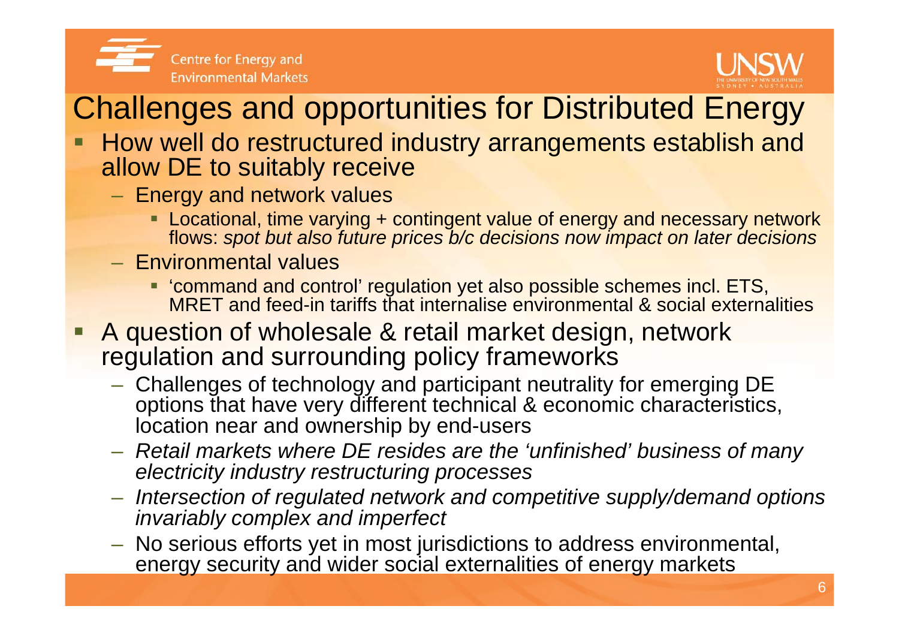# Challenges and opportunities for Distributed Energy

- How well do restructured industry arrangements establish and allow DE to suitably receive
  - Energy and network values
    - Locational, time varying + contingent value of energy and necessary network flows: *spot but also future prices b/c decisions now impact on later decisions*
  - Environmental values
    - 'command and control' regulation yet also possible schemes incl. ETS, MRET and feed-in tariffs that internalise environmental & social externalities
- A question of wholesale & retail market design, network regulation and surrounding policy frameworks
  - Challenges of technology and participant neutrality for emerging DE options that have very different technical & economic characteristics, location near and ownership by end-users
  - *Retail markets where DE resides are the 'unfinished' business of many electricity industry restructuring processes*
  - *Intersection of regulated network and competitive supply/demand options invariably complex and imperfect*
  - No serious efforts yet in most jurisdictions to address environmental, energy security and wider social externalities of energy markets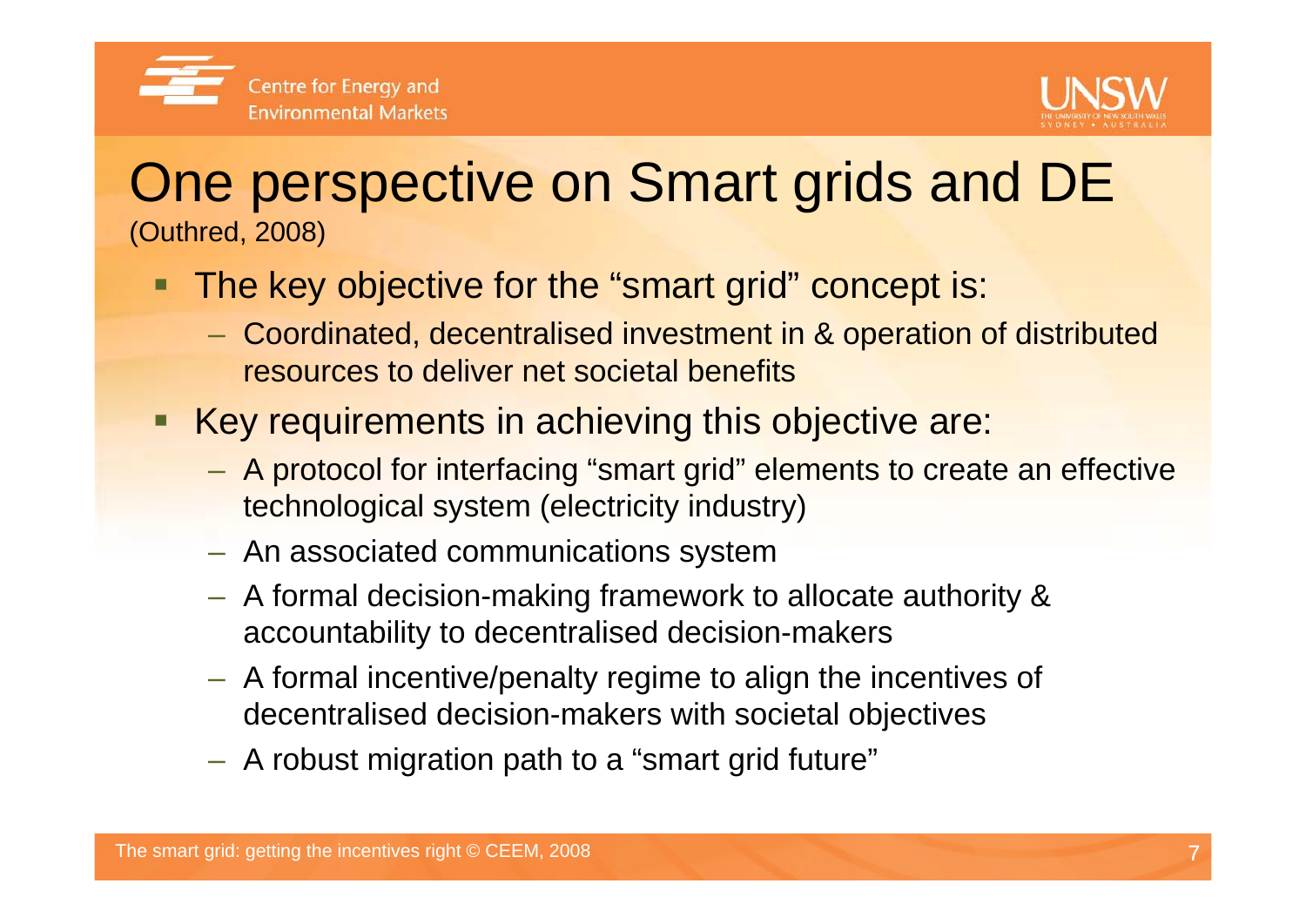# One perspective on Smart grids and DE

(Outhred, 2008)

- The key objective for the "smart grid" concept is:
  - Coordinated, decentralised investment in & operation of distributed resources to deliver net societal benefits
- Key requirements in achieving this objective are:
  - A protocol for interfacing "smart grid" elements to create an effective technological system (electricity industry)
  - An associated communications system
  - A formal decision-making framework to allocate authority & accountability to decentralised decision-makers
  - A formal incentive/penalty regime to align the incentives of decentralised decision-makers with societal objectives
  - A robust migration path to a "smart grid future"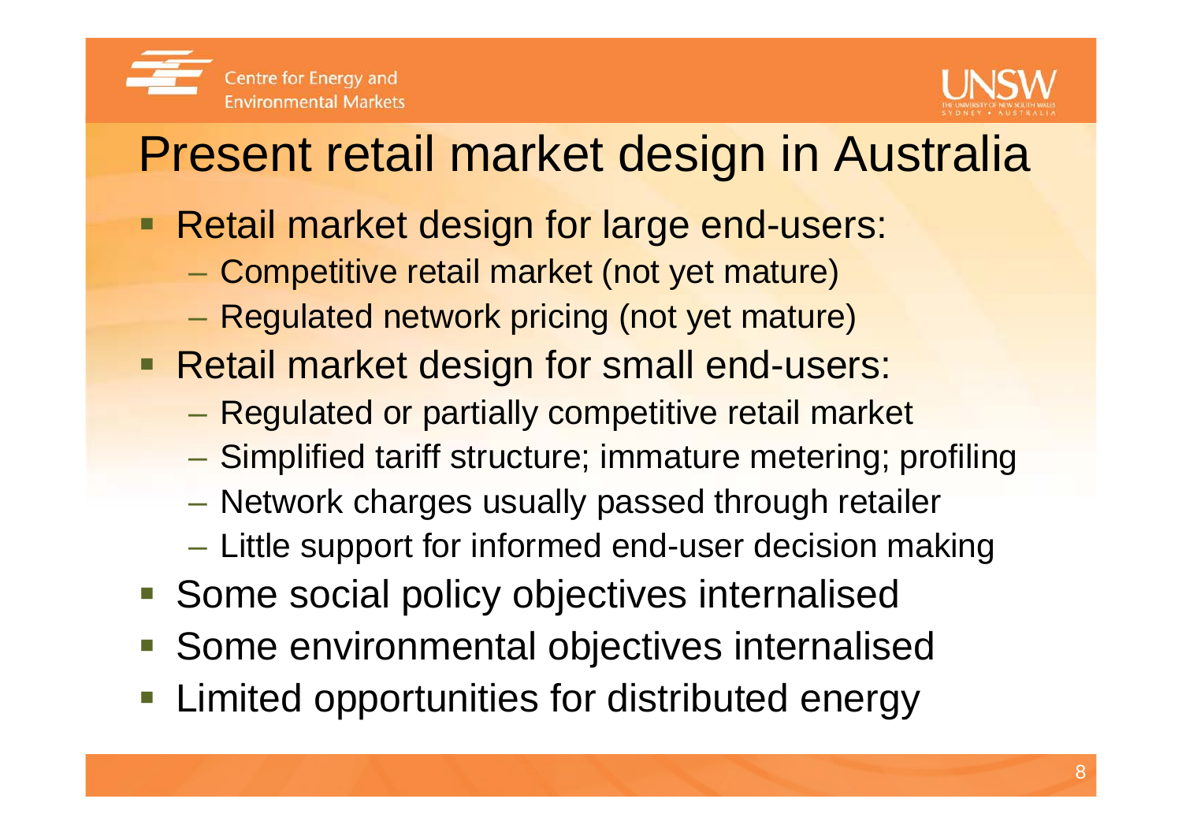# Present retail market design in Australia

- Retail market design for large end-users:
  - Competitive retail market (not yet mature)
  - Regulated network pricing (not yet mature)
- Retail market design for small end-users:
  - Regulated or partially competitive retail market
  - Simplified tariff structure; immature metering; profiling
  - Network charges usually passed through retailer
  - Little support for informed end-user decision making
- Some social policy objectives internalised
- Some environmental objectives internalised
- Limited opportunities for distributed energy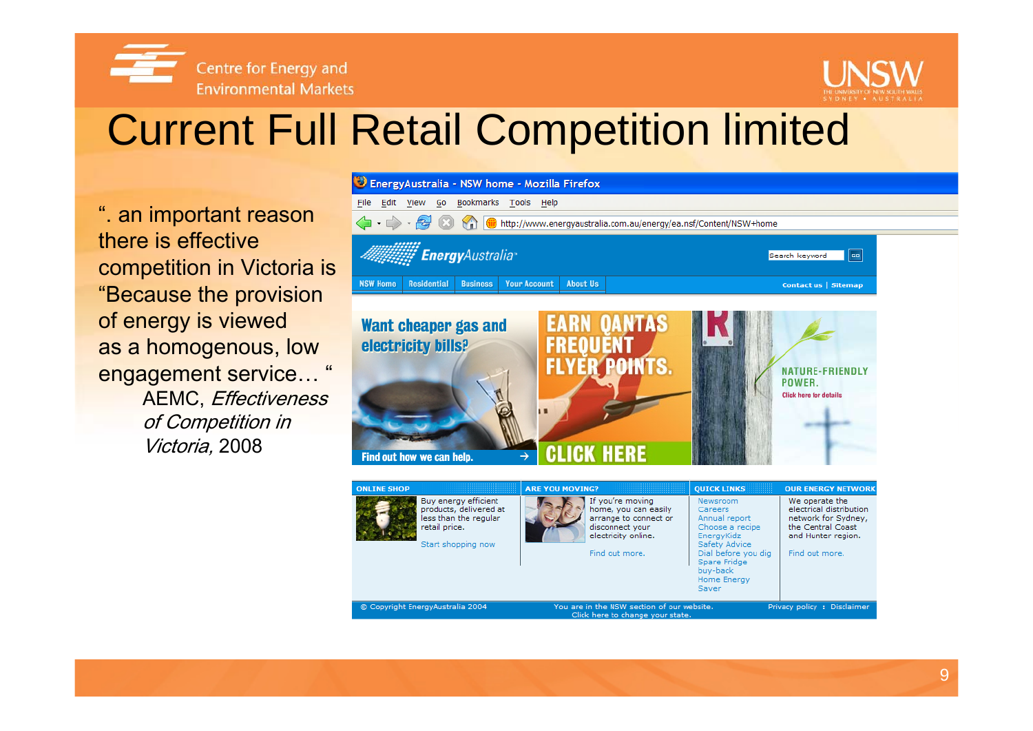# Current Full Retail Competition limited

". an important reason there is effective competition in Victoria is "Because the provision of energy is viewed as a homogenous, low engagement service… "

AEMC, *Effectiveness of Competition in Victoria*, 2008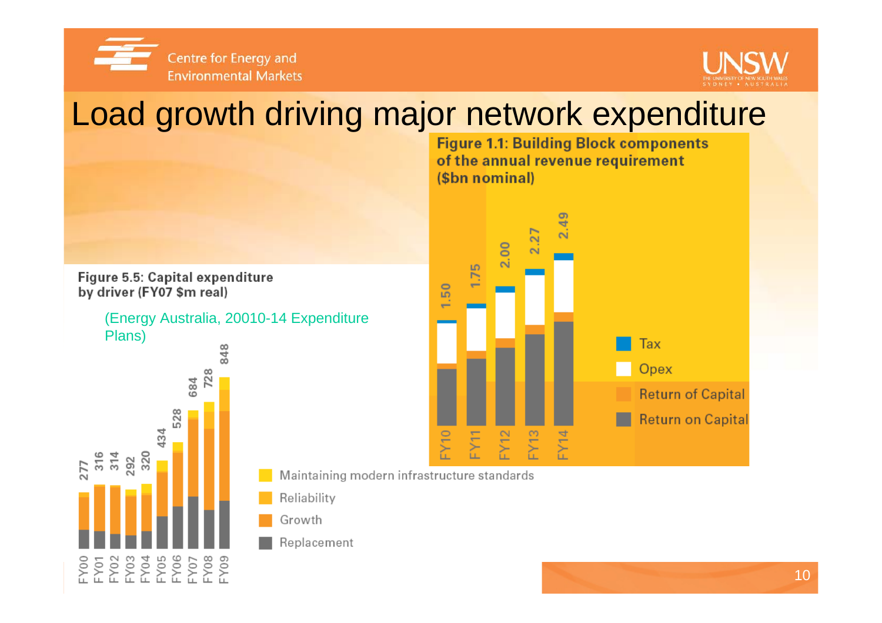# Load growth driving major network expenditure

**Figure 5.5: Capital expenditure by driver (FY07 $m real)**

(Energy Australia, 20010-14 Expenditure Plans)

| FY00 | FY01 | FY02 | FY03 | FY04 | FY05 | FY06 | FY07 | FY08 | FY09 |
|---|---|---|---|---|---|---|---|---|---|
| 277 | 316 | 314 | 292 | 320 | 434 | 528 | 684 | 728 | 848 |

Maintaining modern infrastructure standards

Reliability

Growth

Replacement

**Figure 1.1: Building Block components of the annual revenue requirement ($bn nominal)**

| FY10 | FY11 | FY12 | FY13 | FY14 |
|---|---|---|---|---|
| 1.50 | 1.75 | 2.00 | 2.27 | 2.49 |

Tax

Opex

Return of Capital

Return on Capital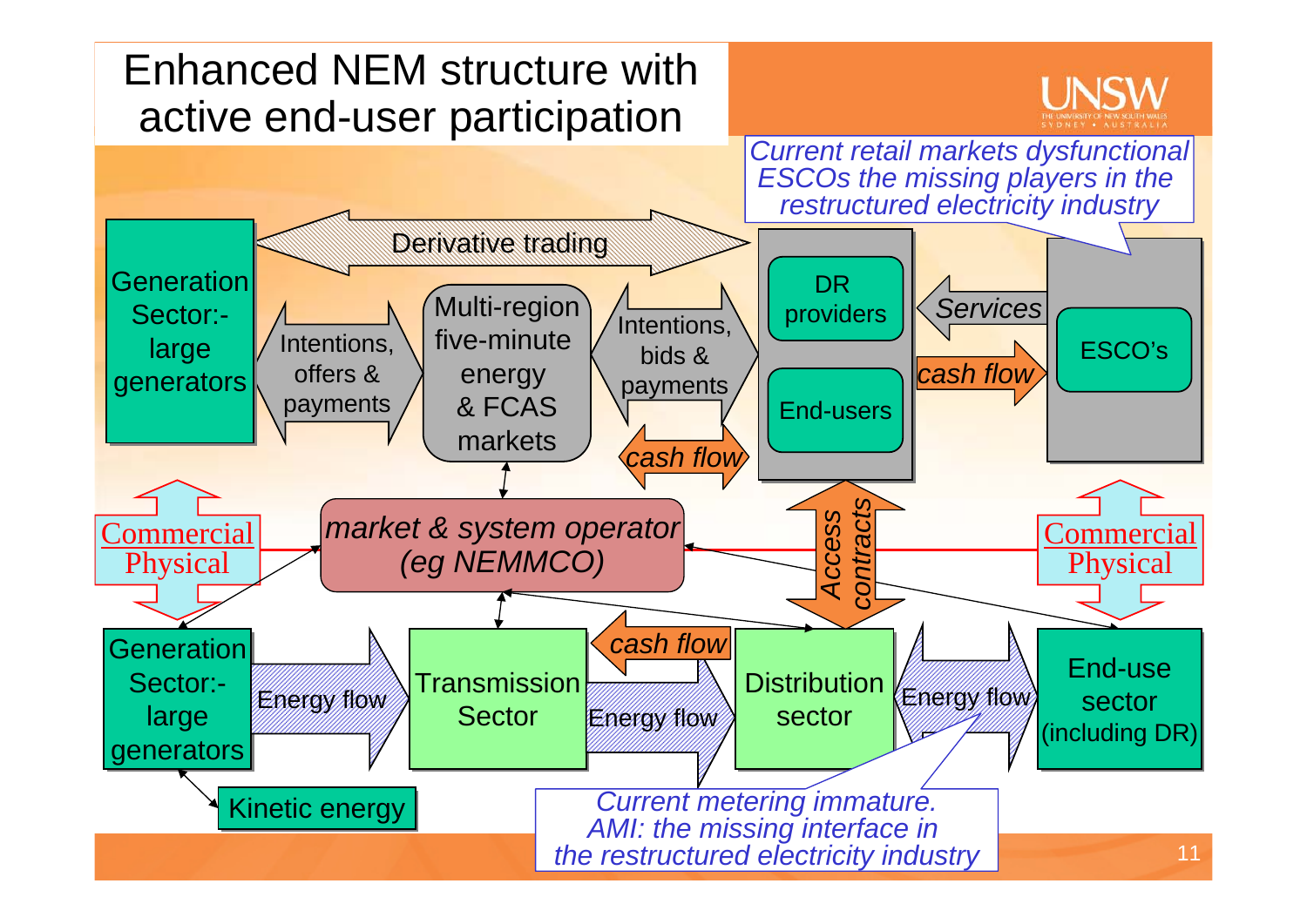# Enhanced NEM structure with active end-user participation

*Current retail markets dysfunctional ESCOs the missing players in the restructured electricity industry*

Derivative trading

Generation Sector:- large generators

Intentions, offers & payments

Multi-region five-minute energy & FCAS markets

Intentions, bids & payments

cash flow

DR providers

End-users

Services

cash flow

ESCO's

Commercial
Physical

*market & system operator (eg NEMMCO)*

*Access contracts*

Commercial
Physical

Generation Sector:- large generators

Energy flow

Transmission Sector

cash flow

Energy flow

Distribution sector

Energy flow

End-use sector (including DR)

Kinetic energy

*Current metering immature. AMI: the missing interface in the restructured electricity industry*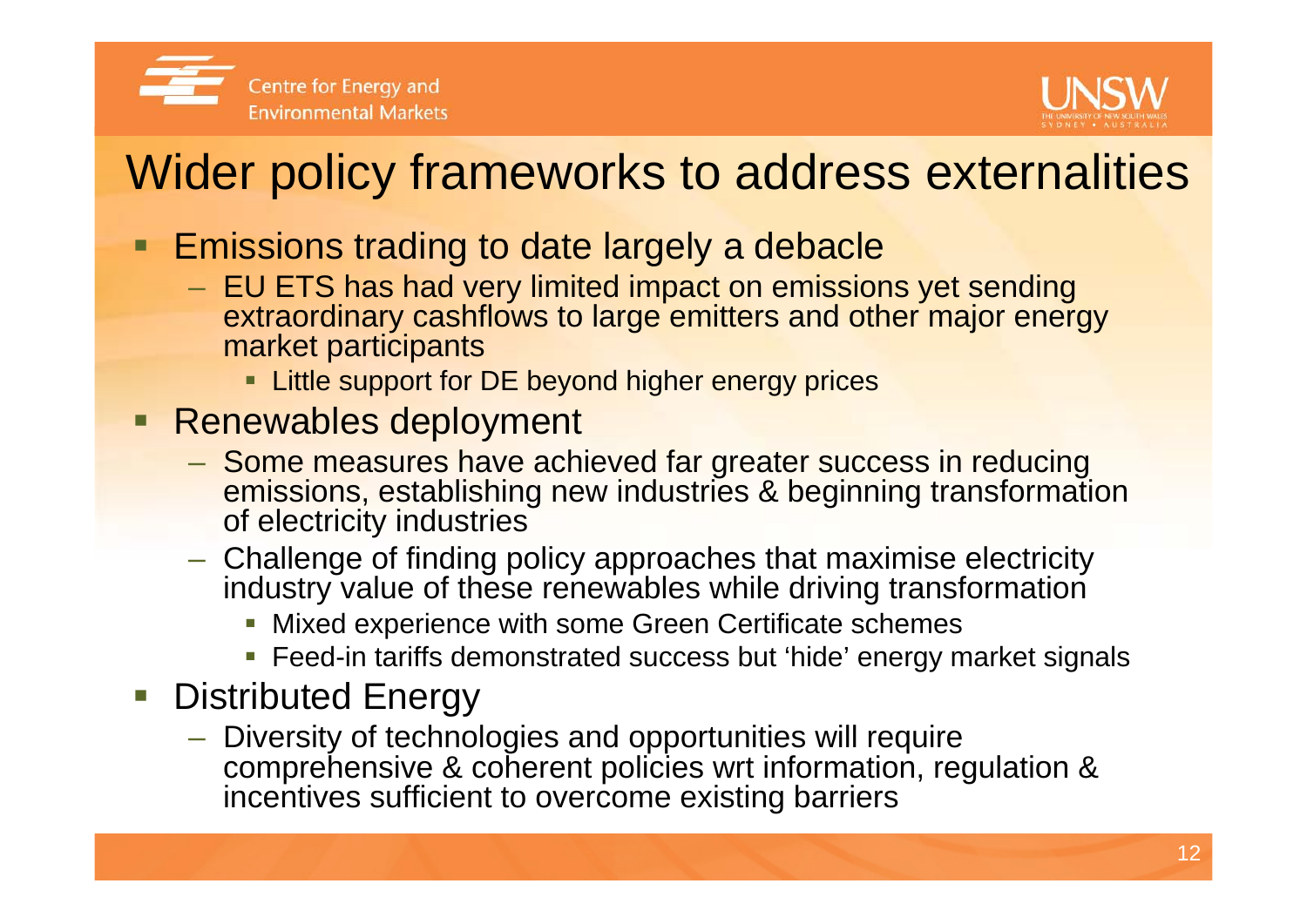# Wider policy frameworks to address externalities

- Emissions trading to date largely a debacle
  - EU ETS has had very limited impact on emissions yet sending extraordinary cashflows to large emitters and other major energy market participants
    - Little support for DE beyond higher energy prices
- Renewables deployment
  - Some measures have achieved far greater success in reducing emissions, establishing new industries & beginning transformation of electricity industries
  - Challenge of finding policy approaches that maximise electricity industry value of these renewables while driving transformation
    - Mixed experience with some Green Certificate schemes
    - Feed-in tariffs demonstrated success but 'hide' energy market signals
- Distributed Energy
  - Diversity of technologies and opportunities will require comprehensive & coherent policies wrt information, regulation & incentives sufficient to overcome existing barriers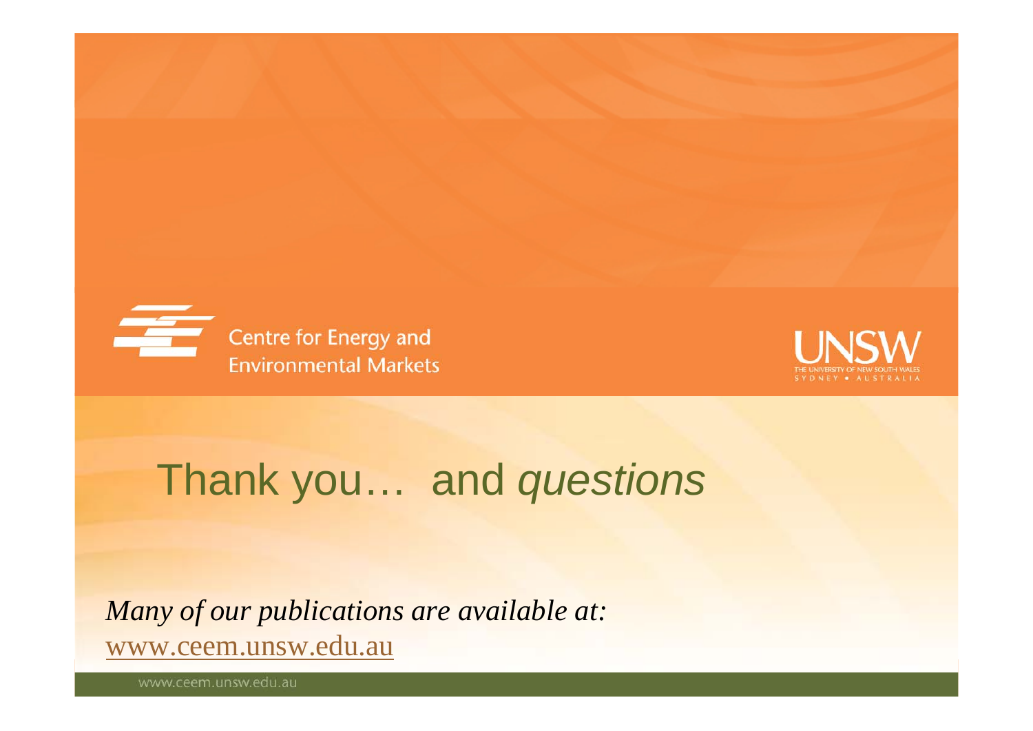Centre for Energy and Environmental Markets

UNSW THE UNIVERSITY OF NEW SOUTH WALES SYDNEY • AUSTRALIA

# Thank you… and *questions*

*Many of our publications are available at:*
www.ceem.unsw.edu.au